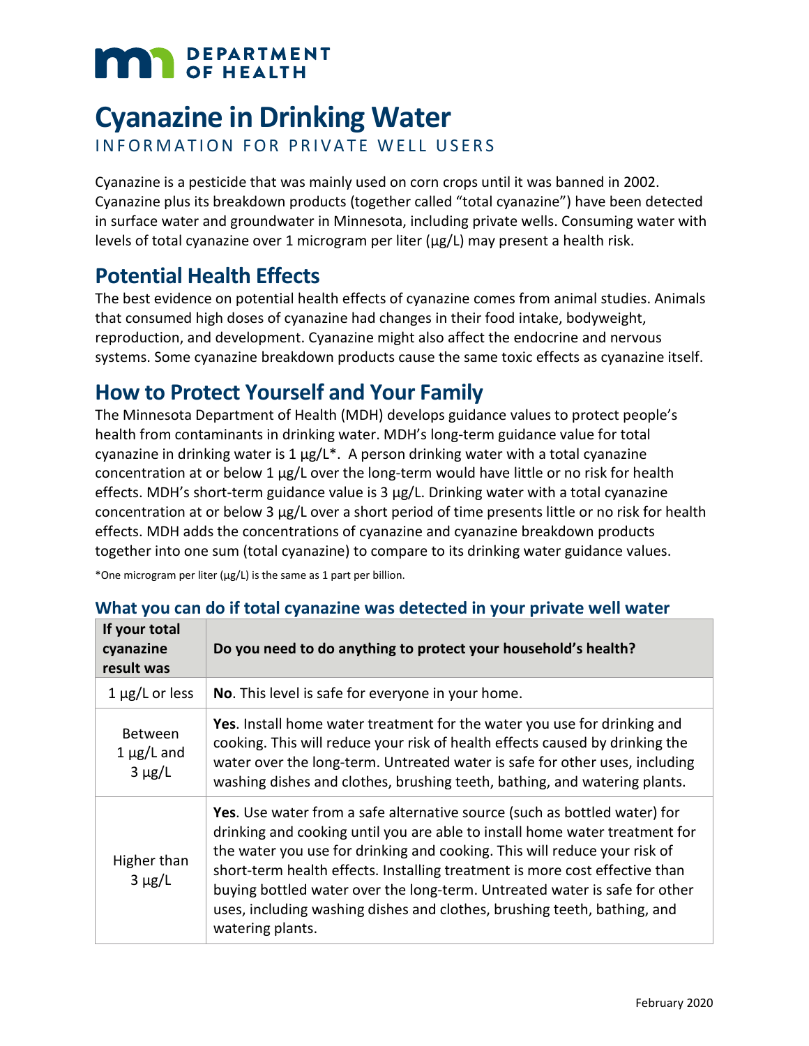DEPARTMENT OF HEALTH

# Cyanazine in Drinking Water

INFORMATION FOR PRIVATE WELL USERS

Cyanazine is a pesticide that was mainly used on corn crops until it was banned in 2002. Cyanazine plus its breakdown products (together called "total cyanazine") have been detected in surface water and groundwater in Minnesota, including private wells. Consuming water with levels of total cyanazine over 1 microgram per liter (µg/L) may present a health risk.

## Potential Health Effects

The best evidence on potential health effects of cyanazine comes from animal studies. Animals that consumed high doses of cyanazine had changes in their food intake, bodyweight, reproduction, and development. Cyanazine might also affect the endocrine and nervous systems. Some cyanazine breakdown products cause the same toxic effects as cyanazine itself.

## How to Protect Yourself and Your Family

The Minnesota Department of Health (MDH) develops guidance values to protect people's health from contaminants in drinking water. MDH's long-term guidance value for total cyanazine in drinking water is 1 µg/L*. A person drinking water with a total cyanazine concentration at or below 1 µg/L over the long-term would have little or no risk for health effects. MDH's short-term guidance value is 3 µg/L. Drinking water with a total cyanazine concentration at or below 3 µg/L over a short period of time presents little or no risk for health effects. MDH adds the concentrations of cyanazine and cyanazine breakdown products together into one sum (total cyanazine) to compare to its drinking water guidance values.

*One microgram per liter (µg/L) is the same as 1 part per billion.

### What you can do if total cyanazine was detected in your private well water

| If your total cyanazine result was | Do you need to do anything to protect your household's health? |
|---|---|
| 1 µg/L or less | **No**. This level is safe for everyone in your home. |
| Between 1 µg/L and 3 µg/L | **Yes**. Install home water treatment for the water you use for drinking and cooking. This will reduce your risk of health effects caused by drinking the water over the long-term. Untreated water is safe for other uses, including washing dishes and clothes, brushing teeth, bathing, and watering plants. |
| Higher than 3 µg/L | **Yes**. Use water from a safe alternative source (such as bottled water) for drinking and cooking until you are able to install home water treatment for the water you use for drinking and cooking. This will reduce your risk of short-term health effects. Installing treatment is more cost effective than buying bottled water over the long-term. Untreated water is safe for other uses, including washing dishes and clothes, brushing teeth, bathing, and watering plants. |

February 2020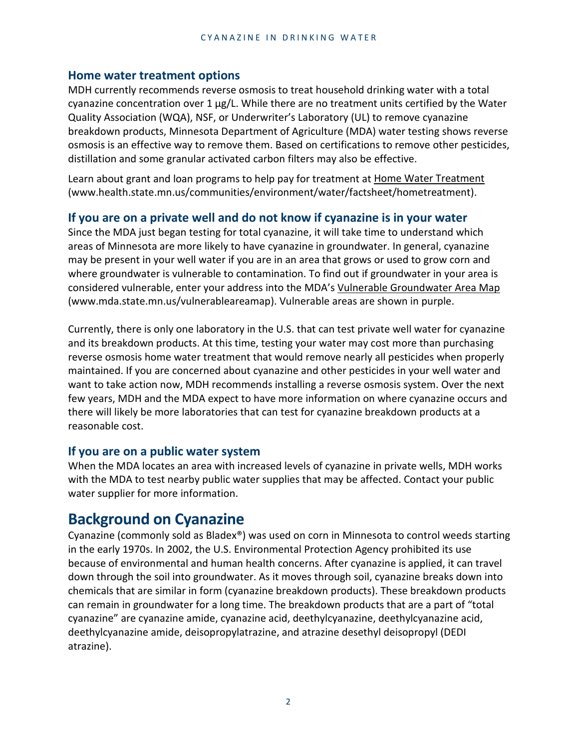### Home water treatment options

MDH currently recommends reverse osmosis to treat household drinking water with a total cyanazine concentration over 1 µg/L. While there are no treatment units certified by the Water Quality Association (WQA), NSF, or Underwriter's Laboratory (UL) to remove cyanazine breakdown products, Minnesota Department of Agriculture (MDA) water testing shows reverse osmosis is an effective way to remove them. Based on certifications to remove other pesticides, distillation and some granular activated carbon filters may also be effective.

Learn about grant and loan programs to help pay for treatment at Home Water Treatment (www.health.state.mn.us/communities/environment/water/factsheet/hometreatment).

### If you are on a private well and do not know if cyanazine is in your water

Since the MDA just began testing for total cyanazine, it will take time to understand which areas of Minnesota are more likely to have cyanazine in groundwater. In general, cyanazine may be present in your well water if you are in an area that grows or used to grow corn and where groundwater is vulnerable to contamination. To find out if groundwater in your area is considered vulnerable, enter your address into the MDA's Vulnerable Groundwater Area Map (www.mda.state.mn.us/vulnerableareamap). Vulnerable areas are shown in purple.

Currently, there is only one laboratory in the U.S. that can test private well water for cyanazine and its breakdown products. At this time, testing your water may cost more than purchasing reverse osmosis home water treatment that would remove nearly all pesticides when properly maintained. If you are concerned about cyanazine and other pesticides in your well water and want to take action now, MDH recommends installing a reverse osmosis system. Over the next few years, MDH and the MDA expect to have more information on where cyanazine occurs and there will likely be more laboratories that can test for cyanazine breakdown products at a reasonable cost.

### If you are on a public water system

When the MDA locates an area with increased levels of cyanazine in private wells, MDH works with the MDA to test nearby public water supplies that may be affected. Contact your public water supplier for more information.

## Background on Cyanazine

Cyanazine (commonly sold as Bladex®) was used on corn in Minnesota to control weeds starting in the early 1970s. In 2002, the U.S. Environmental Protection Agency prohibited its use because of environmental and human health concerns. After cyanazine is applied, it can travel down through the soil into groundwater. As it moves through soil, cyanazine breaks down into chemicals that are similar in form (cyanazine breakdown products). These breakdown products can remain in groundwater for a long time. The breakdown products that are a part of "total cyanazine" are cyanazine amide, cyanazine acid, deethylcyanazine, deethylcyanazine acid, deethylcyanazine amide, deisopropylatrazine, and atrazine desethyl deisopropyl (DEDI atrazine).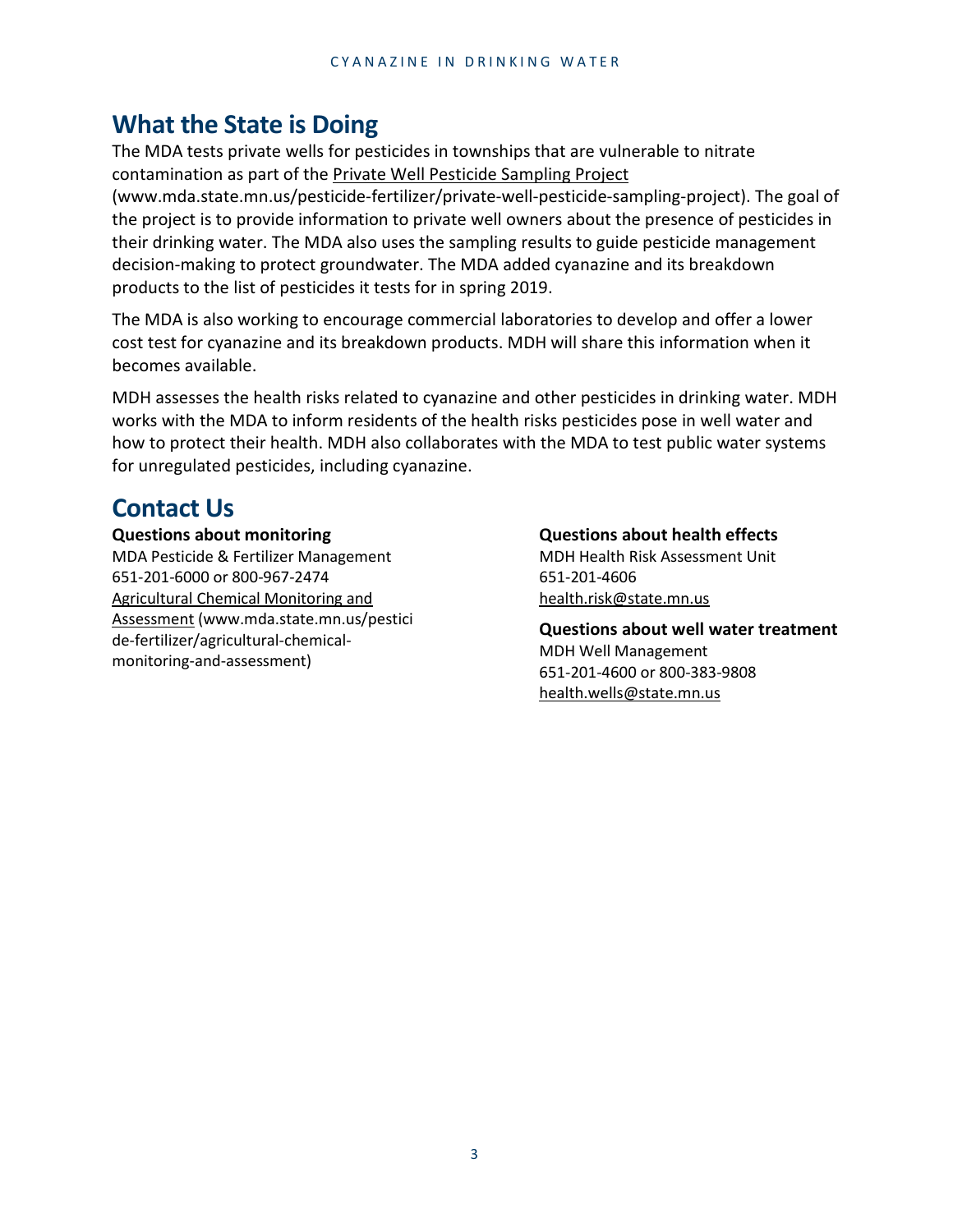## What the State is Doing

The MDA tests private wells for pesticides in townships that are vulnerable to nitrate contamination as part of the Private Well Pesticide Sampling Project (www.mda.state.mn.us/pesticide-fertilizer/private-well-pesticide-sampling-project). The goal of the project is to provide information to private well owners about the presence of pesticides in their drinking water. The MDA also uses the sampling results to guide pesticide management decision-making to protect groundwater. The MDA added cyanazine and its breakdown products to the list of pesticides it tests for in spring 2019.

The MDA is also working to encourage commercial laboratories to develop and offer a lower cost test for cyanazine and its breakdown products. MDH will share this information when it becomes available.

MDH assesses the health risks related to cyanazine and other pesticides in drinking water. MDH works with the MDA to inform residents of the health risks pesticides pose in well water and how to protect their health. MDH also collaborates with the MDA to test public water systems for unregulated pesticides, including cyanazine.

## Contact Us

**Questions about monitoring**
MDA Pesticide & Fertilizer Management
651-201-6000 or 800-967-2474
Agricultural Chemical Monitoring and Assessment (www.mda.state.mn.us/pesticide-fertilizer/agricultural-chemical-monitoring-and-assessment)

**Questions about health effects**
MDH Health Risk Assessment Unit
651-201-4606
health.risk@state.mn.us

**Questions about well water treatment**
MDH Well Management
651-201-4600 or 800-383-9808
health.wells@state.mn.us